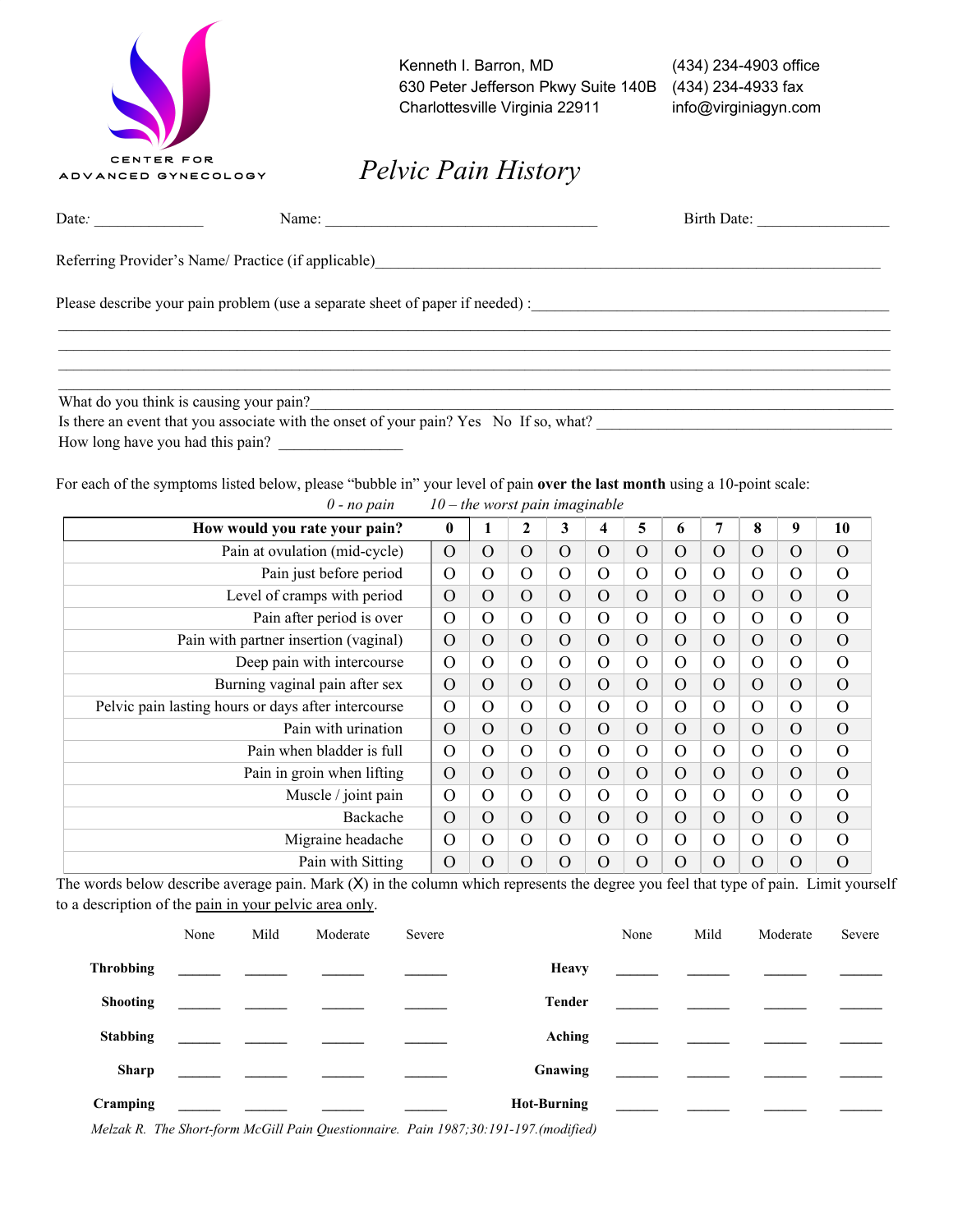CENTER FOR ADVANCED GYNECOLOGY

Kenneth I. Barron, MD
630 Peter Jefferson Pkwy Suite 140B
Charlottesville Virginia 22911

(434) 234-4903 office
(434) 234-4933 fax
info@virginiagyn.com

# *Pelvic Pain History*

Date: ______________ Name: __________________________________ Birth Date: _________________

Referring Provider's Name/ Practice (if applicable)_________________________________________________________________

Please describe your pain problem (use a separate sheet of paper if needed) :_____________________________________________
_____________________________________________________________________________________________________
_____________________________________________________________________________________________________
_____________________________________________________________________________________________________
_____________________________________________________________________________________________________

What do you think is causing your pain?__________________________________________________________________________

Is there an event that you associate with the onset of your pain? Yes No If so, what? ______________________________________

How long have you had this pain? ________________

For each of the symptoms listed below, please "bubble in" your level of pain **over the last month** using a 10-point scale:

*0 - no pain 10 – the worst pain imaginable*

| How would you rate your pain? | 0 | 1 | 2 | 3 | 4 | 5 | 6 | 7 | 8 | 9 | 10 |
|---|---|---|---|---|---|---|---|---|---|---|---|
| Pain at ovulation (mid-cycle) | O | O | O | O | O | O | O | O | O | O | O |
| Pain just before period | O | O | O | O | O | O | O | O | O | O | O |
| Level of cramps with period | O | O | O | O | O | O | O | O | O | O | O |
| Pain after period is over | O | O | O | O | O | O | O | O | O | O | O |
| Pain with partner insertion (vaginal) | O | O | O | O | O | O | O | O | O | O | O |
| Deep pain with intercourse | O | O | O | O | O | O | O | O | O | O | O |
| Burning vaginal pain after sex | O | O | O | O | O | O | O | O | O | O | O |
| Pelvic pain lasting hours or days after intercourse | O | O | O | O | O | O | O | O | O | O | O |
| Pain with urination | O | O | O | O | O | O | O | O | O | O | O |
| Pain when bladder is full | O | O | O | O | O | O | O | O | O | O | O |
| Pain in groin when lifting | O | O | O | O | O | O | O | O | O | O | O |
| Muscle / joint pain | O | O | O | O | O | O | O | O | O | O | O |
| Backache | O | O | O | O | O | O | O | O | O | O | O |
| Migraine headache | O | O | O | O | O | O | O | O | O | O | O |
| Pain with Sitting | O | O | O | O | O | O | O | O | O | O | O |

The words below describe average pain. Mark (X) in the column which represents the degree you feel that type of pain. Limit yourself to a description of the pain in your pelvic area only.

| | None | Mild | Moderate | Severe | | None | Mild | Moderate | Severe |
|---|---|---|---|---|---|---|---|---|---|
| **Throbbing** | ______ | ______ | ______ | ______ | **Heavy** | ______ | ______ | ______ | ______ |
| **Shooting** | ______ | ______ | ______ | ______ | **Tender** | ______ | ______ | ______ | ______ |
| **Stabbing** | ______ | ______ | ______ | ______ | **Aching** | ______ | ______ | ______ | ______ |
| **Sharp** | ______ | ______ | ______ | ______ | **Gnawing** | ______ | ______ | ______ | ______ |
| **Cramping** | ______ | ______ | ______ | ______ | **Hot-Burning** | ______ | ______ | ______ | ______ |

*Melzak R. The Short-form McGill Pain Questionnaire. Pain 1987;30:191-197.(modified)*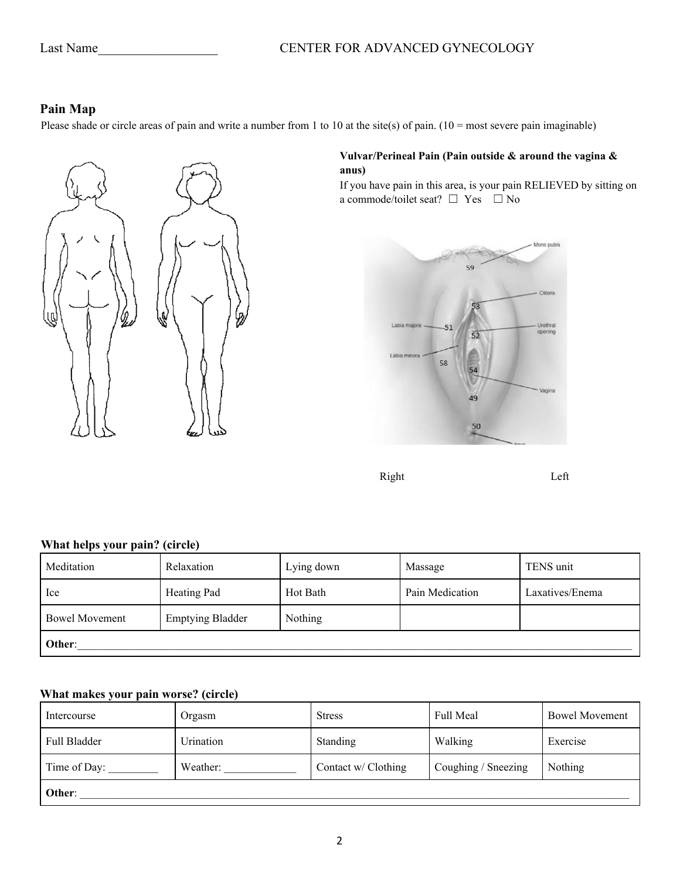Last Name__________________ CENTER FOR ADVANCED GYNECOLOGY

## Pain Map

Please shade or circle areas of pain and write a number from 1 to 10 at the site(s) of pain. (10 = most severe pain imaginable)

**Vulvar/Perineal Pain (Pain outside & around the vagina & anus)**

If you have pain in this area, is your pain RELIEVED by sitting on a commode/toilet seat? ☐ Yes ☐ No

Mons pubis 59
Clitoris 53
Labia majora 51
Urethral opening 52
Labia minora 58
Vagina 54
49
Anus 50

Right Left

**What helps your pain? (circle)**

| Meditation | Relaxation | Lying down | Massage | TENS unit |
|---|---|---|---|---|
| Ice | Heating Pad | Hot Bath | Pain Medication | Laxatives/Enema |
| Bowel Movement | Emptying Bladder | Nothing | | |
| **Other**:________________________________ | | | | |

**What makes your pain worse? (circle)**

| Intercourse | Orgasm | Stress | Full Meal | Bowel Movement |
|---|---|---|---|---|
| Full Bladder | Urination | Standing | Walking | Exercise |
| Time of Day: _________ | Weather: _____________ | Contact w/ Clothing | Coughing / Sneezing | Nothing |
| **Other**: ________________________________ | | | | |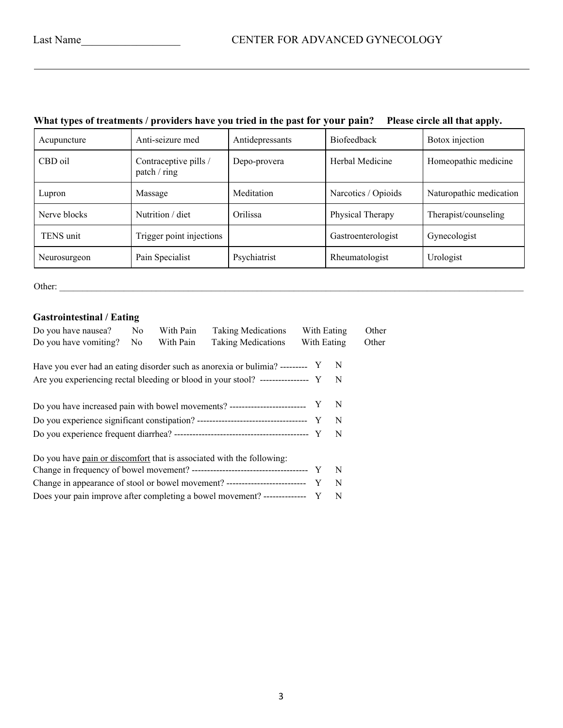Last Name__________________ CENTER FOR ADVANCED GYNECOLOGY

**What types of treatments / providers have you tried in the past for your pain? Please circle all that apply.**

| Acupuncture | Anti-seizure med | Antidepressants | Biofeedback | Botox injection |
|---|---|---|---|---|
| CBD oil | Contraceptive pills / patch / ring | Depo-provera | Herbal Medicine | Homeopathic medicine |
| Lupron | Massage | Meditation | Narcotics / Opioids | Naturopathic medication |
| Nerve blocks | Nutrition / diet | Orilissa | Physical Therapy | Therapist/counseling |
| TENS unit | Trigger point injections | | Gastroenterologist | Gynecologist |
| Neurosurgeon | Pain Specialist | Psychiatrist | Rheumatologist | Urologist |

Other: ___________________________________________________________________________________________

### Gastrointestinal / Eating

| | | | | | |
|---|---|---|---|---|---|
| Do you have nausea? | No | With Pain | Taking Medications | With Eating | Other |
| Do you have vomiting? | No | With Pain | Taking Medications | With Eating | Other |

Have you ever had an eating disorder such as anorexia or bulimia? --------- Y N

Are you experiencing rectal bleeding or blood in your stool? ---------------- Y N

Do you have increased pain with bowel movements? ------------------------- Y N

Do you experience significant constipation? ------------------------------------ Y N

Do you experience frequent diarrhea? -------------------------------------------- Y N

Do you have pain or discomfort that is associated with the following:

Change in frequency of bowel movement? -------------------------------------- Y N

Change in appearance of stool or bowel movement? -------------------------- Y N

Does your pain improve after completing a bowel movement? ------------- Y N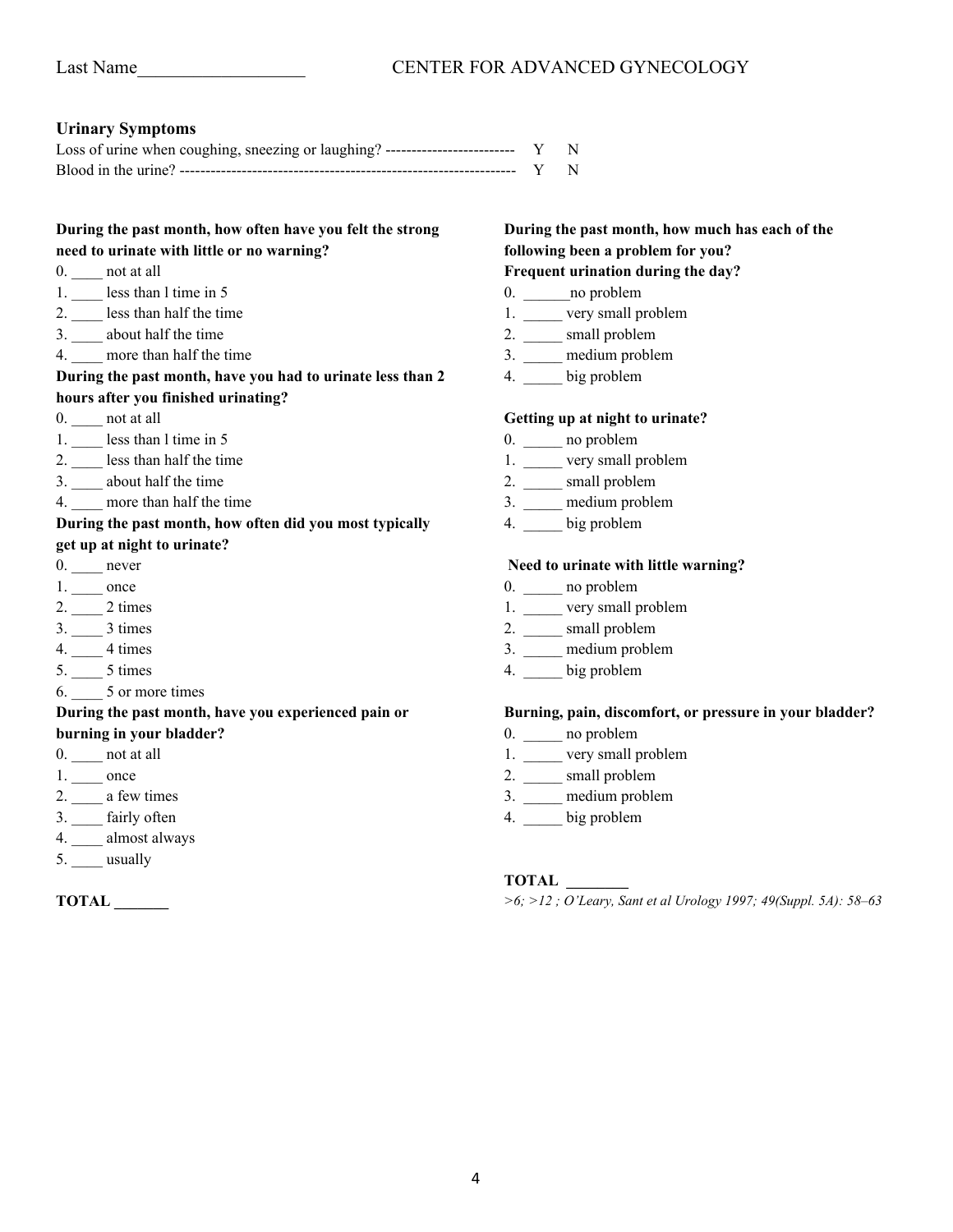Last Name__________________ CENTER FOR ADVANCED GYNECOLOGY

**Urinary Symptoms**

Loss of urine when coughing, sneezing or laughing? ------------------------- Y N
Blood in the urine? ----------------------------------------------------------------- Y N

**During the past month, how often have you felt the strong need to urinate with little or no warning?**

0. ____ not at all
1. ____ less than l time in 5
2. ____ less than half the time
3. ____ about half the time
4. ____ more than half the time

**During the past month, have you had to urinate less than 2 hours after you finished urinating?**

0. ____ not at all
1. ____ less than l time in 5
2. ____ less than half the time
3. ____ about half the time
4. ____ more than half the time

**During the past month, how often did you most typically get up at night to urinate?**

0. ____ never
1. ____ once
2. ____ 2 times
3. ____ 3 times
4. ____ 4 times
5. ____ 5 times
6. ____ 5 or more times

**During the past month, have you experienced pain or burning in your bladder?**

0. ____ not at all
1. ____ once
2. ____ a few times
3. ____ fairly often
4. ____ almost always
5. ____ usually

**TOTAL _______**

**During the past month, how much has each of the following been a problem for you?**

**Frequent urination during the day?**

0. ______no problem
1. _____ very small problem
2. _____ small problem
3. _____ medium problem
4. _____ big problem

**Getting up at night to urinate?**

0. _____ no problem
1. _____ very small problem
2. _____ small problem
3. _____ medium problem
4. _____ big problem

**Need to urinate with little warning?**

0. _____ no problem
1. _____ very small problem
2. _____ small problem
3. _____ medium problem
4. _____ big problem

**Burning, pain, discomfort, or pressure in your bladder?**

0. _____ no problem
1. _____ very small problem
2. _____ small problem
3. _____ medium problem
4. _____ big problem

**TOTAL ________**

*>6; >12 ; O'Leary, Sant et al Urology 1997; 49(Suppl. 5A): 58–63*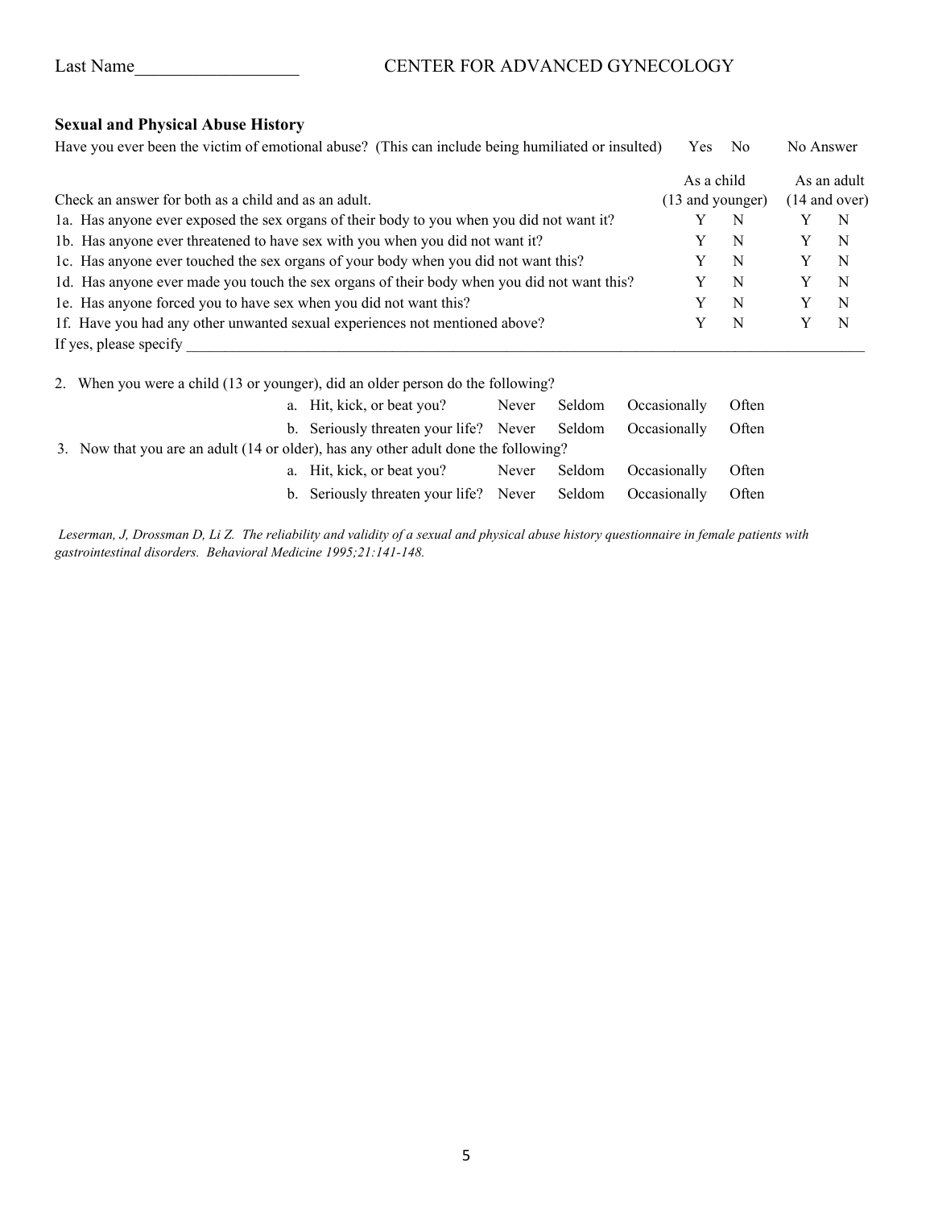Last Name__________________ CENTER FOR ADVANCED GYNECOLOGY

**Sexual and Physical Abuse History**

Have you ever been the victim of emotional abuse? (This can include being humiliated or insulted) Yes No No Answer

| Check an answer for both as a child and as an adult. | As a child (13 and younger) | | As an adult (14 and over) | |
|---|---|---|---|---|
| 1a. Has anyone ever exposed the sex organs of their body to you when you did not want it? | Y | N | Y | N |
| 1b. Has anyone ever threatened to have sex with you when you did not want it? | Y | N | Y | N |
| 1c. Has anyone ever touched the sex organs of your body when you did not want this? | Y | N | Y | N |
| 1d. Has anyone ever made you touch the sex organs of their body when you did not want this? | Y | N | Y | N |
| 1e. Has anyone forced you to have sex when you did not want this? | Y | N | Y | N |
| 1f. Have you had any other unwanted sexual experiences not mentioned above? | Y | N | Y | N |

If yes, please specify ____________________________________________________________________________

2. When you were a child (13 or younger), did an older person do the following?

| | | | | |
|---|---|---|---|---|
| a. Hit, kick, or beat you? | Never | Seldom | Occasionally | Often |
| b. Seriously threaten your life? | Never | Seldom | Occasionally | Often |

3. Now that you are an adult (14 or older), has any other adult done the following?

| | | | | |
|---|---|---|---|---|
| a. Hit, kick, or beat you? | Never | Seldom | Occasionally | Often |
| b. Seriously threaten your life? | Never | Seldom | Occasionally | Often |

*Leserman, J, Drossman D, Li Z. The reliability and validity of a sexual and physical abuse history questionnaire in female patients with gastrointestinal disorders. Behavioral Medicine 1995;21:141-148.*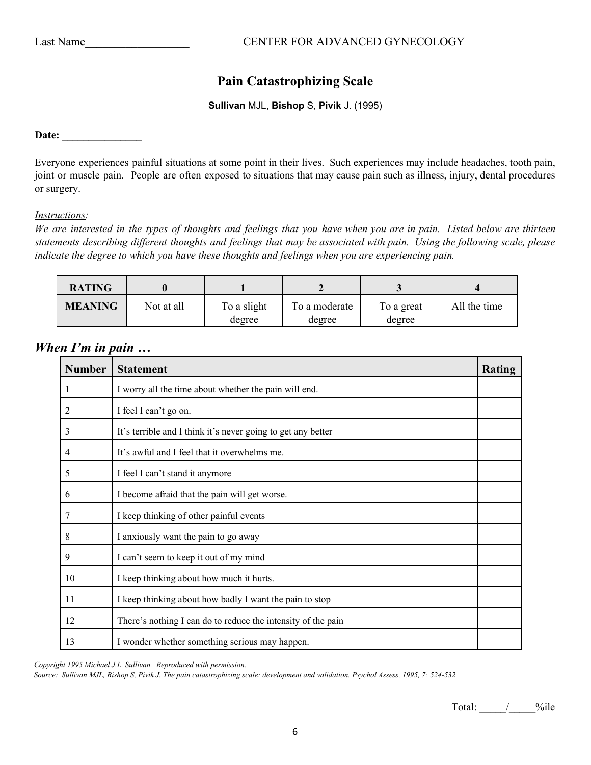Last Name__________________ CENTER FOR ADVANCED GYNECOLOGY

# Pain Catastrophizing Scale

**Sullivan** MJL, **Bishop** S, **Pivik** J. (1995)

**Date: _______________**

Everyone experiences painful situations at some point in their lives. Such experiences may include headaches, tooth pain, joint or muscle pain. People are often exposed to situations that may cause pain such as illness, injury, dental procedures or surgery.

*Instructions:*
*We are interested in the types of thoughts and feelings that you have when you are in pain. Listed below are thirteen statements describing different thoughts and feelings that may be associated with pain. Using the following scale, please indicate the degree to which you have these thoughts and feelings when you are experiencing pain.*

| **RATING** | **0** | **1** | **2** | **3** | **4** |
|---|---|---|---|---|---|
| **MEANING** | Not at all | To a slight degree | To a moderate degree | To a great degree | All the time |

## *When I'm in pain …*

| Number | Statement | Rating |
|---|---|---|
| 1 | I worry all the time about whether the pain will end. | |
| 2 | I feel I can't go on. | |
| 3 | It's terrible and I think it's never going to get any better | |
| 4 | It's awful and I feel that it overwhelms me. | |
| 5 | I feel I can't stand it anymore | |
| 6 | I become afraid that the pain will get worse. | |
| 7 | I keep thinking of other painful events | |
| 8 | I anxiously want the pain to go away | |
| 9 | I can't seem to keep it out of my mind | |
| 10 | I keep thinking about how much it hurts. | |
| 11 | I keep thinking about how badly I want the pain to stop | |
| 12 | There's nothing I can do to reduce the intensity of the pain | |
| 13 | I wonder whether something serious may happen. | |

*Copyright 1995 Michael J.L. Sullivan. Reproduced with permission.*
*Source: Sullivan MJL, Bishop S, Pivik J. The pain catastrophizing scale: development and validation. Psychol Assess, 1995, 7: 524-532*

Total: _____/_____%ile